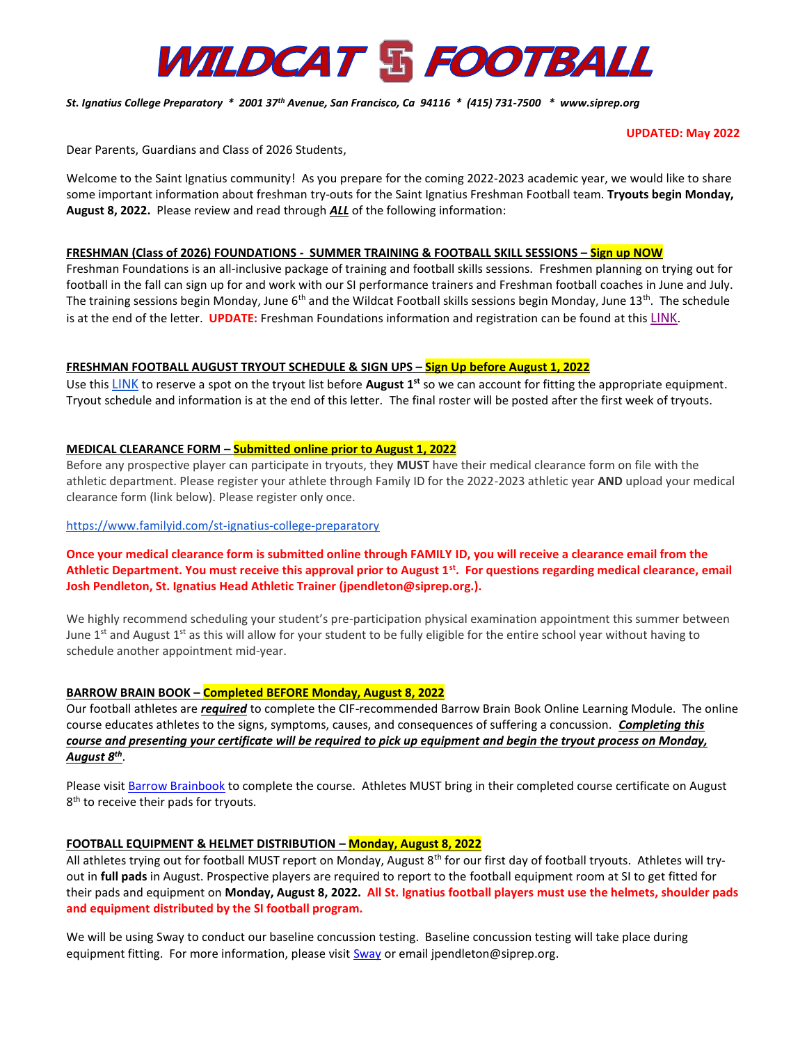# WILDCAT FOOTBALL

*St. Ignatius College Preparatory * 2001 37th Avenue, San Francisco, Ca 94116 * (415) 731-7500 * www.siprep.org*

**UPDATED: May 2022**

Dear Parents, Guardians and Class of 2026 Students,

Welcome to the Saint Ignatius community! As you prepare for the coming 2022-2023 academic year, we would like to share some important information about freshman try-outs for the Saint Ignatius Freshman Football team. **Tryouts begin Monday, August 8, 2022.** Please review and read through ***ALL*** of the following information:

**FRESHMAN (Class of 2026) FOUNDATIONS - SUMMER TRAINING & FOOTBALL SKILL SESSIONS – Sign up NOW**

Freshman Foundations is an all-inclusive package of training and football skills sessions. Freshmen planning on trying out for football in the fall can sign up for and work with our SI performance trainers and Freshman football coaches in June and July. The training sessions begin Monday, June 6th and the Wildcat Football skills sessions begin Monday, June 13th. The schedule is at the end of the letter. **UPDATE:** Freshman Foundations information and registration can be found at this LINK.

**FRESHMAN FOOTBALL AUGUST TRYOUT SCHEDULE & SIGN UPS – Sign Up before August 1, 2022**

Use this LINK to reserve a spot on the tryout list before **August 1st** so we can account for fitting the appropriate equipment. Tryout schedule and information is at the end of this letter. The final roster will be posted after the first week of tryouts.

**MEDICAL CLEARANCE FORM – Submitted online prior to August 1, 2022**

Before any prospective player can participate in tryouts, they **MUST** have their medical clearance form on file with the athletic department. Please register your athlete through Family ID for the 2022-2023 athletic year **AND** upload your medical clearance form (link below). Please register only once.

https://www.familyid.com/st-ignatius-college-preparatory

**Once your medical clearance form is submitted online through FAMILY ID, you will receive a clearance email from the Athletic Department. You must receive this approval prior to August 1st. For questions regarding medical clearance, email Josh Pendleton, St. Ignatius Head Athletic Trainer (jpendleton@siprep.org.).**

We highly recommend scheduling your student's pre-participation physical examination appointment this summer between June 1st and August 1st as this will allow for your student to be fully eligible for the entire school year without having to schedule another appointment mid-year.

**BARROW BRAIN BOOK – Completed BEFORE Monday, August 8, 2022**

Our football athletes are ***required*** to complete the CIF-recommended Barrow Brain Book Online Learning Module. The online course educates athletes to the signs, symptoms, causes, and consequences of suffering a concussion. ***Completing this course and presenting your certificate will be required to pick up equipment and begin the tryout process on Monday, August 8th***.

Please visit Barrow Brainbook to complete the course. Athletes MUST bring in their completed course certificate on August 8th to receive their pads for tryouts.

**FOOTBALL EQUIPMENT & HELMET DISTRIBUTION – Monday, August 8, 2022**

All athletes trying out for football MUST report on Monday, August 8th for our first day of football tryouts. Athletes will try-out in **full pads** in August. Prospective players are required to report to the football equipment room at SI to get fitted for their pads and equipment on **Monday, August 8, 2022. All St. Ignatius football players must use the helmets, shoulder pads and equipment distributed by the SI football program.**

We will be using Sway to conduct our baseline concussion testing. Baseline concussion testing will take place during equipment fitting. For more information, please visit Sway or email jpendleton@siprep.org.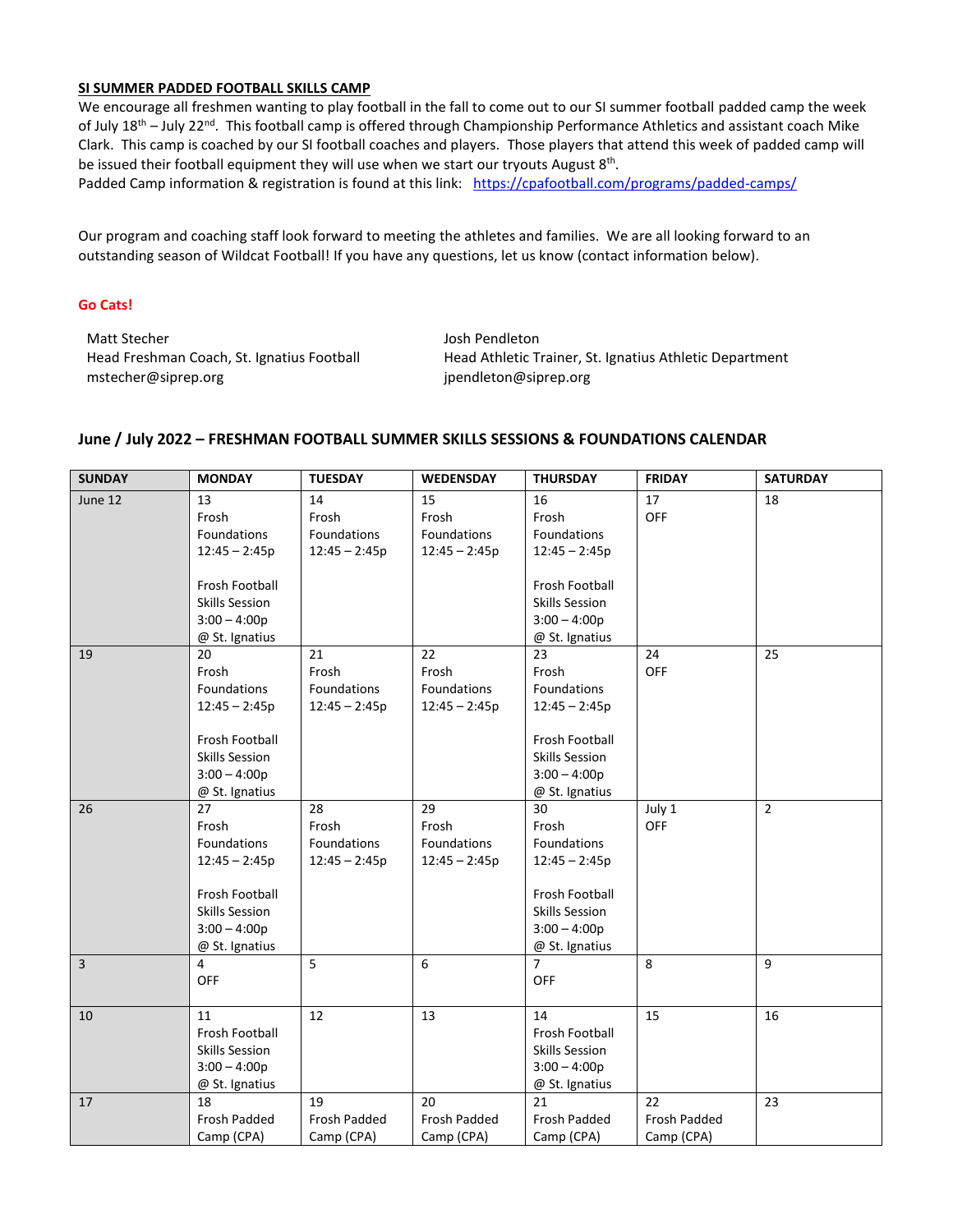**SI SUMMER PADDED FOOTBALL SKILLS CAMP**

We encourage all freshmen wanting to play football in the fall to come out to our SI summer football padded camp the week of July 18th – July 22nd. This football camp is offered through Championship Performance Athletics and assistant coach Mike Clark. This camp is coached by our SI football coaches and players. Those players that attend this week of padded camp will be issued their football equipment they will use when we start our tryouts August 8th.

Padded Camp information & registration is found at this link: https://cpafootball.com/programs/padded-camps/

Our program and coaching staff look forward to meeting the athletes and families. We are all looking forward to an outstanding season of Wildcat Football! If you have any questions, let us know (contact information below).

**Go Cats!**

Matt Stecher
Head Freshman Coach, St. Ignatius Football
mstecher@siprep.org

Josh Pendleton
Head Athletic Trainer, St. Ignatius Athletic Department
jpendleton@siprep.org

## June / July 2022 – FRESHMAN FOOTBALL SUMMER SKILLS SESSIONS & FOUNDATIONS CALENDAR

| SUNDAY | MONDAY | TUESDAY | WEDENSDAY | THURSDAY | FRIDAY | SATURDAY |
|---|---|---|---|---|---|---|
| June 12 | 13<br>Frosh Foundations<br>12:45 – 2:45p<br><br>Frosh Football Skills Session<br>3:00 – 4:00p<br>@ St. Ignatius | 14<br>Frosh Foundations<br>12:45 – 2:45p | 15<br>Frosh Foundations<br>12:45 – 2:45p | 16<br>Frosh Foundations<br>12:45 – 2:45p<br><br>Frosh Football Skills Session<br>3:00 – 4:00p<br>@ St. Ignatius | 17<br>OFF | 18 |
| 19 | 20<br>Frosh Foundations<br>12:45 – 2:45p<br><br>Frosh Football Skills Session<br>3:00 – 4:00p<br>@ St. Ignatius | 21<br>Frosh Foundations<br>12:45 – 2:45p | 22<br>Frosh Foundations<br>12:45 – 2:45p | 23<br>Frosh Foundations<br>12:45 – 2:45p<br><br>Frosh Football Skills Session<br>3:00 – 4:00p<br>@ St. Ignatius | 24<br>OFF | 25 |
| 26 | 27<br>Frosh Foundations<br>12:45 – 2:45p<br><br>Frosh Football Skills Session<br>3:00 – 4:00p<br>@ St. Ignatius | 28<br>Frosh Foundations<br>12:45 – 2:45p | 29<br>Frosh Foundations<br>12:45 – 2:45p | 30<br>Frosh Foundations<br>12:45 – 2:45p<br><br>Frosh Football Skills Session<br>3:00 – 4:00p<br>@ St. Ignatius | July 1<br>OFF | 2 |
| 3 | 4<br>OFF | 5 | 6 | 7<br>OFF | 8 | 9 |
| 10 | 11<br>Frosh Football Skills Session<br>3:00 – 4:00p<br>@ St. Ignatius | 12 | 13 | 14<br>Frosh Football Skills Session<br>3:00 – 4:00p<br>@ St. Ignatius | 15 | 16 |
| 17 | 18<br>Frosh Padded Camp (CPA) | 19<br>Frosh Padded Camp (CPA) | 20<br>Frosh Padded Camp (CPA) | 21<br>Frosh Padded Camp (CPA) | 22<br>Frosh Padded Camp (CPA) | 23 |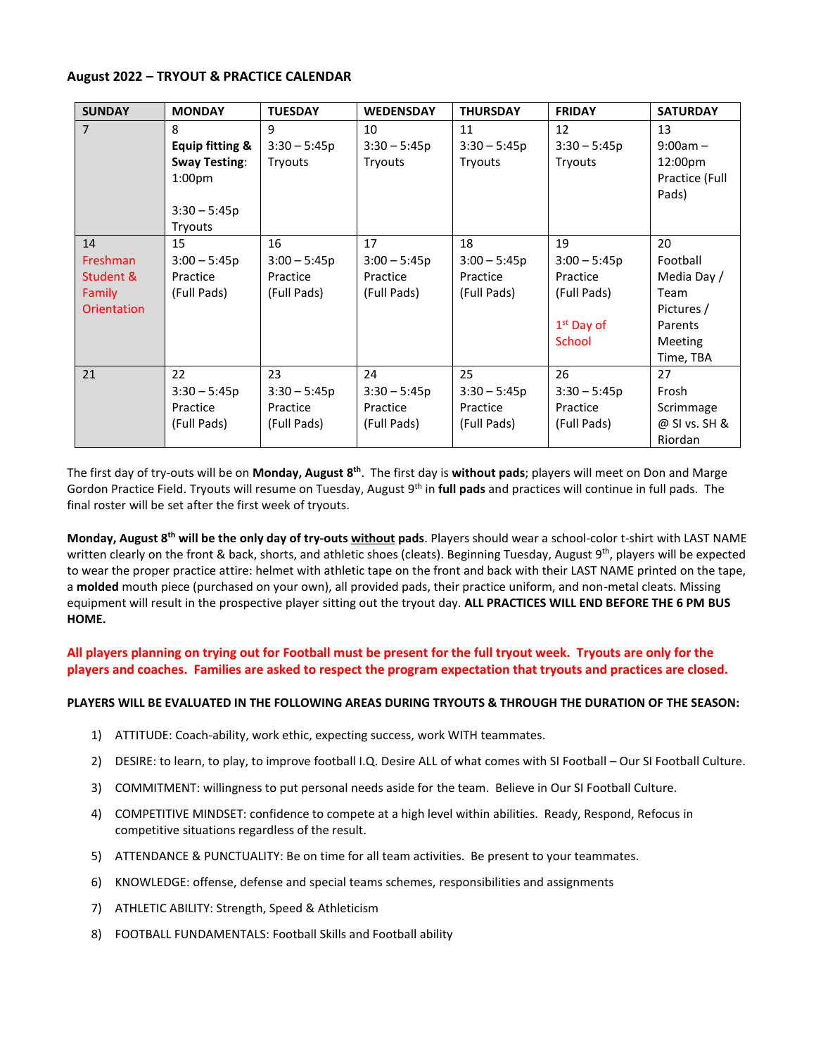**August 2022 – TRYOUT & PRACTICE CALENDAR**

| SUNDAY | MONDAY | TUESDAY | WEDENSDAY | THURSDAY | FRIDAY | SATURDAY |
|---|---|---|---|---|---|---|
| 7 | 8 **Equip fitting & Sway Testing**: 1:00pm<br><br>3:30 – 5:45p Tryouts | 9 3:30 – 5:45p Tryouts | 10 3:30 – 5:45p Tryouts | 11 3:30 – 5:45p Tryouts | 12 3:30 – 5:45p Tryouts | 13 9:00am – 12:00pm Practice (Full Pads) |
| 14 Freshman Student & Family Orientation | 15 3:00 – 5:45p Practice (Full Pads) | 16 3:00 – 5:45p Practice (Full Pads) | 17 3:00 – 5:45p Practice (Full Pads) | 18 3:00 – 5:45p Practice (Full Pads) | 19 3:00 – 5:45p Practice (Full Pads)<br><br>1st Day of School | 20 Football Media Day / Team Pictures / Parents Meeting Time, TBA |
| 21 | 22 3:30 – 5:45p Practice (Full Pads) | 23 3:30 – 5:45p Practice (Full Pads) | 24 3:30 – 5:45p Practice (Full Pads) | 25 3:30 – 5:45p Practice (Full Pads) | 26 3:30 – 5:45p Practice (Full Pads) | 27 Frosh Scrimmage @ SI vs. SH & Riordan |

The first day of try-outs will be on **Monday, August 8th**. The first day is **without pads**; players will meet on Don and Marge Gordon Practice Field. Tryouts will resume on Tuesday, August 9th in **full pads** and practices will continue in full pads. The final roster will be set after the first week of tryouts.

**Monday, August 8th will be the only day of try-outs without pads**. Players should wear a school-color t-shirt with LAST NAME written clearly on the front & back, shorts, and athletic shoes (cleats). Beginning Tuesday, August 9th, players will be expected to wear the proper practice attire: helmet with athletic tape on the front and back with their LAST NAME printed on the tape, a **molded** mouth piece (purchased on your own), all provided pads, their practice uniform, and non-metal cleats. Missing equipment will result in the prospective player sitting out the tryout day. **ALL PRACTICES WILL END BEFORE THE 6 PM BUS HOME.**

**All players planning on trying out for Football must be present for the full tryout week. Tryouts are only for the players and coaches. Families are asked to respect the program expectation that tryouts and practices are closed.**

**PLAYERS WILL BE EVALUATED IN THE FOLLOWING AREAS DURING TRYOUTS & THROUGH THE DURATION OF THE SEASON:**

1) ATTITUDE: Coach-ability, work ethic, expecting success, work WITH teammates.
2) DESIRE: to learn, to play, to improve football I.Q. Desire ALL of what comes with SI Football – Our SI Football Culture.
3) COMMITMENT: willingness to put personal needs aside for the team. Believe in Our SI Football Culture.
4) COMPETITIVE MINDSET: confidence to compete at a high level within abilities. Ready, Respond, Refocus in competitive situations regardless of the result.
5) ATTENDANCE & PUNCTUALITY: Be on time for all team activities. Be present to your teammates.
6) KNOWLEDGE: offense, defense and special teams schemes, responsibilities and assignments
7) ATHLETIC ABILITY: Strength, Speed & Athleticism
8) FOOTBALL FUNDAMENTALS: Football Skills and Football ability